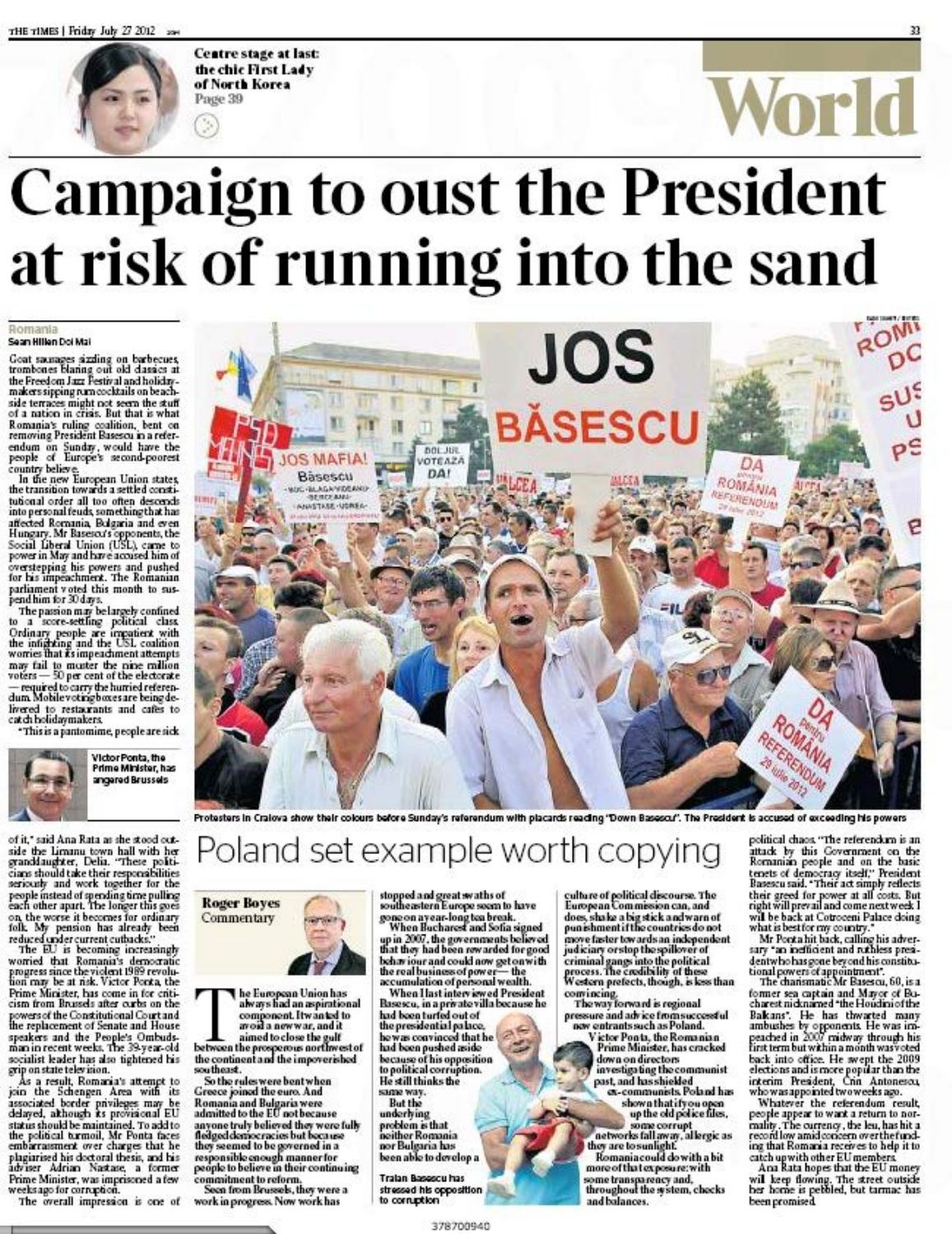Centre stage at last: the chic First Lady of North Korea Page 39

# World

# Campaign to oust the President at risk of running into the sand

Romania

**Sean Hillen Doi Mai**

Goat sausages sizzling on barbecues, trombones blaring out old classics at the Freedom Jazz Festival and holidaymakers sipping rum cocktails on beachside terraces might not seem the stuff of a nation in crisis. But that is what Romania's ruling coalition, bent on removing President Basescu in a referendum on Sunday, would have the people of Europe's second-poorest country believe.

In the new European Union states, the transition towards a settled constitutional order all too often descends into personal feuds, something that has affected Romania, Bulgaria and even Hungary. Mr Basescu's opponents, the Social Liberal Union (USL), came to power in May and have accused him of overstepping his powers and pushed for his impeachment. The Romanian parliament voted this month to suspend him for 30 days.

The passion may be largely confined to a score-settling political class. Ordinary people are impatient with the infighting and the USL coalition worries that its impeachment attempts may fail to muster the nine million voters — 50 per cent of the electorate — required to carry the hurried referendum. Mobile voting boxes are being delivered to restaurants and cafes to catch holidaymakers.

"This is a pantomime, people are sick of it," said Ana Rata as she stood outside the Limanu town hall with her granddaughter, Delia. "These politicians should take their responsibilities seriously and work together for the people instead of spending time pulling each other apart. The longer this goes on, the worse it becomes for ordinary folk. My pension has already been reduced under current cutbacks."

The EU is becoming increasingly worried that Romania's democratic progress since the violent 1989 revolution may be at risk. Victor Ponta, the Prime Minister, has come in for criticism from Brussels after curbs on the powers of the Constitutional Court and the replacement of Senate and House speakers and the People's Ombudsman in recent weeks. The 39-year-old socialist leader has also tightened his grip on state television.

As a result, Romania's attempt to join the Schengen Area with its associated border privileges may be delayed, although its provisional EU status should be maintained. To add to the political turmoil, Mr Ponta faces embarrassment over charges that he plagiarised his doctoral thesis, and his adviser Adrian Nastase, a former Prime Minister, was imprisoned a few weeks ago for corruption.

The overall impression is one of political chaos. "The referendum is an attack by this Government on the Romanian people and on the basic tenets of democracy itself," President Basescu said. "Their act simply reflects their greed for power at all costs. But right will prevail and come next week I will be back at Cotroceni Palace doing what is best for my country."

Mr Ponta hit back, calling his adversary "an inefficient and ruthless president who has gone beyond his constitutional powers of appointment".

The charismatic Mr Basescu, 60, is a former sea captain and Mayor of Bucharest nicknamed "the Houdini of the Balkans". He has thwarted many ambushes by opponents. He was impeached in 2007 midway through his first term but within a month was voted back into office. He swept the 2009 elections and is more popular than the interim President, Crin Antonescu, who was appointed two weeks ago.

Whatever the referendum result, people appear to want a return to normality. The currency, the leu, has hit a record low amid concern over the funding that Romania receives to help it to catch up with other EU members.

Ana Rata hopes that the EU money will keep flowing. The street outside her home is pebbled, but tarmac has been promised.

Victor Ponta, the Prime Minister, has angered Brussels

Protesters in Craiova show their colours before Sunday's referendum with placards reading "Down Basescu". The President is accused of exceeding his powers

## Poland set example worth copying

**Roger Boyes**
Commentary

The European Union has always had an aspirational component. It wanted to avoid a new war, and it aimed to close the gulf between the prosperous northwest of the continent and the impoverished southeast.

So the rules were bent when Greece joined the euro. And Romania and Bulgaria were admitted to the EU not because anyone truly believed they were fully fledged democracies but because they seemed to be governed in a responsible enough manner for people to believe in their continuing commitment to reform.

Seen from Brussels, they were a work in progress. Now work has stopped and great swaths of southeastern Europe seem to have gone on a year-long tea break.

When Bucharest and Sofia signed up in 2007, the governments believed that they had been rewarded for good behaviour and could now get on with the real business of power — the accumulation of personal wealth.

When I last interviewed President Basescu, in a private villa because he had been turfed out of the presidential palace, he was convinced that he had been pushed aside because of his opposition to political corruption. He still thinks the same way.

But the underlying problem is that neither Romania nor Bulgaria has been able to develop a culture of political discourse. The European Commission can, and does, shake a big stick and warn of punishment if the countries do not move faster towards an independent judiciary or stop the spillover of criminal gangs into the political process. The credibility of these Western prefects, though, is less than convincing.

The way forward is regional pressure and advice from successful new entrants such as Poland.

Victor Ponta, the Romanian Prime Minister, has cracked down on directors investigating the communist past, and has shielded ex-communists. Poland has shown that if you open up the old police files, some corrupt networks fall away, allergic as they are to sunlight.

Romania could do with a bit more of that exposure: with some transparency and, throughout the system, checks and balances.

Traian Basescu has stressed his opposition to corruption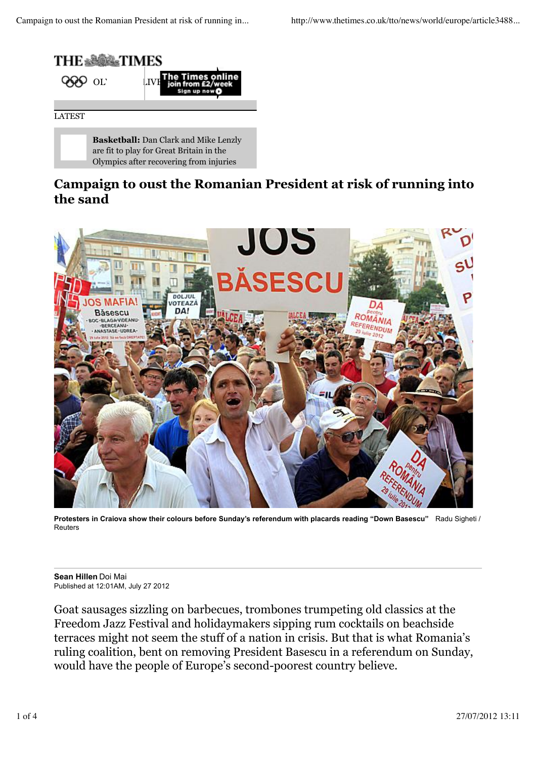THE TIMES

OL' LIVE — The Times online join from £2/week Sign up now

LATEST

**Basketball:** Dan Clark and Mike Lenzly are fit to play for Great Britain in the Olympics after recovering from injuries

# Campaign to oust the Romanian President at risk of running into the sand

**Protesters in Craiova show their colours before Sunday's referendum with placards reading "Down Basescu"** Radu Sigheti / Reuters

**Sean Hillen** Doi Mai
Published at 12:01AM, July 27 2012

Goat sausages sizzling on barbecues, trombones trumpeting old classics at the Freedom Jazz Festival and holidaymakers sipping rum cocktails on beachside terraces might not seem the stuff of a nation in crisis. But that is what Romania's ruling coalition, bent on removing President Basescu in a referendum on Sunday, would have the people of Europe's second-poorest country believe.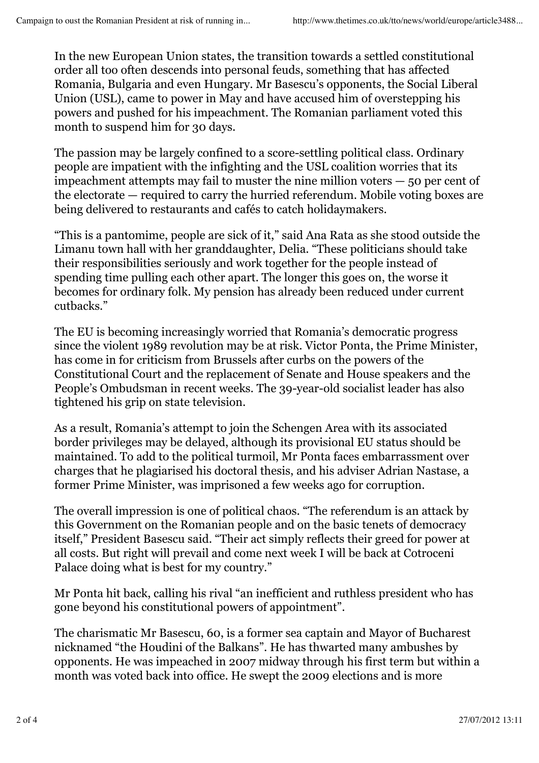In the new European Union states, the transition towards a settled constitutional order all too often descends into personal feuds, something that has affected Romania, Bulgaria and even Hungary. Mr Basescu's opponents, the Social Liberal Union (USL), came to power in May and have accused him of overstepping his powers and pushed for his impeachment. The Romanian parliament voted this month to suspend him for 30 days.

The passion may be largely confined to a score-settling political class. Ordinary people are impatient with the infighting and the USL coalition worries that its impeachment attempts may fail to muster the nine million voters — 50 per cent of the electorate — required to carry the hurried referendum. Mobile voting boxes are being delivered to restaurants and cafés to catch holidaymakers.

"This is a pantomime, people are sick of it," said Ana Rata as she stood outside the Limanu town hall with her granddaughter, Delia. "These politicians should take their responsibilities seriously and work together for the people instead of spending time pulling each other apart. The longer this goes on, the worse it becomes for ordinary folk. My pension has already been reduced under current cutbacks."

The EU is becoming increasingly worried that Romania's democratic progress since the violent 1989 revolution may be at risk. Victor Ponta, the Prime Minister, has come in for criticism from Brussels after curbs on the powers of the Constitutional Court and the replacement of Senate and House speakers and the People's Ombudsman in recent weeks. The 39-year-old socialist leader has also tightened his grip on state television.

As a result, Romania's attempt to join the Schengen Area with its associated border privileges may be delayed, although its provisional EU status should be maintained. To add to the political turmoil, Mr Ponta faces embarrassment over charges that he plagiarised his doctoral thesis, and his adviser Adrian Nastase, a former Prime Minister, was imprisoned a few weeks ago for corruption.

The overall impression is one of political chaos. "The referendum is an attack by this Government on the Romanian people and on the basic tenets of democracy itself," President Basescu said. "Their act simply reflects their greed for power at all costs. But right will prevail and come next week I will be back at Cotroceni Palace doing what is best for my country."

Mr Ponta hit back, calling his rival "an inefficient and ruthless president who has gone beyond his constitutional powers of appointment".

The charismatic Mr Basescu, 60, is a former sea captain and Mayor of Bucharest nicknamed "the Houdini of the Balkans". He has thwarted many ambushes by opponents. He was impeached in 2007 midway through his first term but within a month was voted back into office. He swept the 2009 elections and is more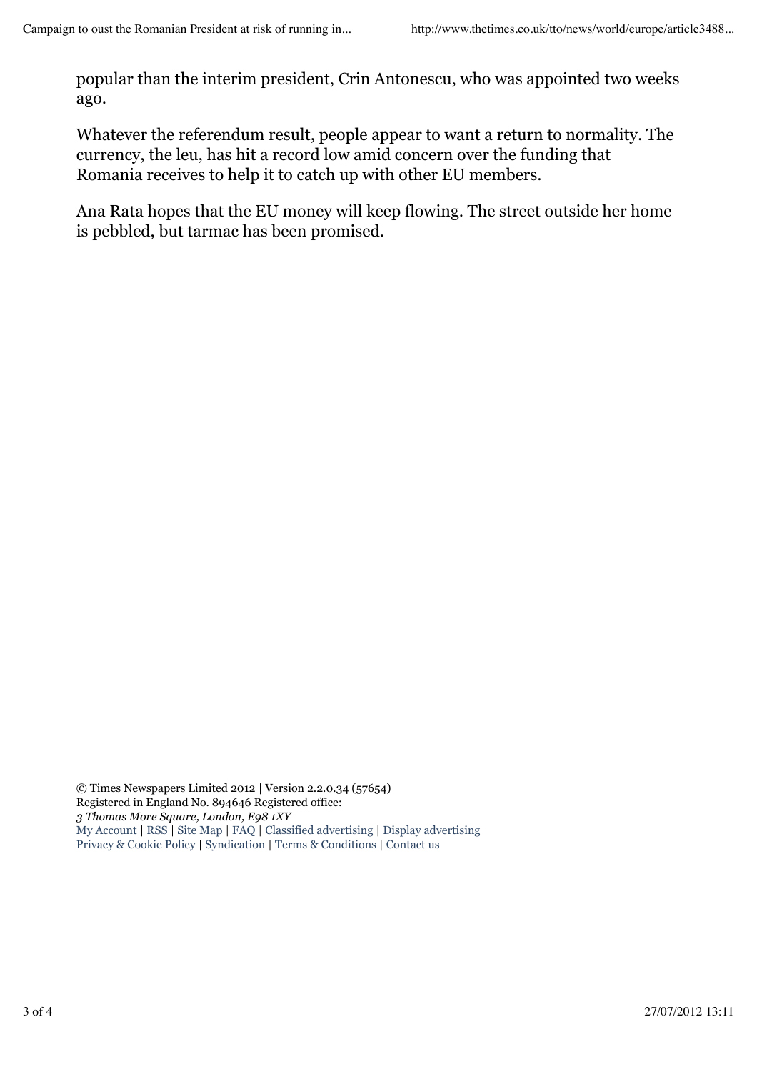popular than the interim president, Crin Antonescu, who was appointed two weeks ago.

Whatever the referendum result, people appear to want a return to normality. The currency, the leu, has hit a record low amid concern over the funding that Romania receives to help it to catch up with other EU members.

Ana Rata hopes that the EU money will keep flowing. The street outside her home is pebbled, but tarmac has been promised.

© Times Newspapers Limited 2012 | Version 2.2.0.34 (57654)
Registered in England No. 894646 Registered office:
*3 Thomas More Square, London, E98 1XY*
My Account | RSS | Site Map | FAQ | Classified advertising | Display advertising
Privacy & Cookie Policy | Syndication | Terms & Conditions | Contact us